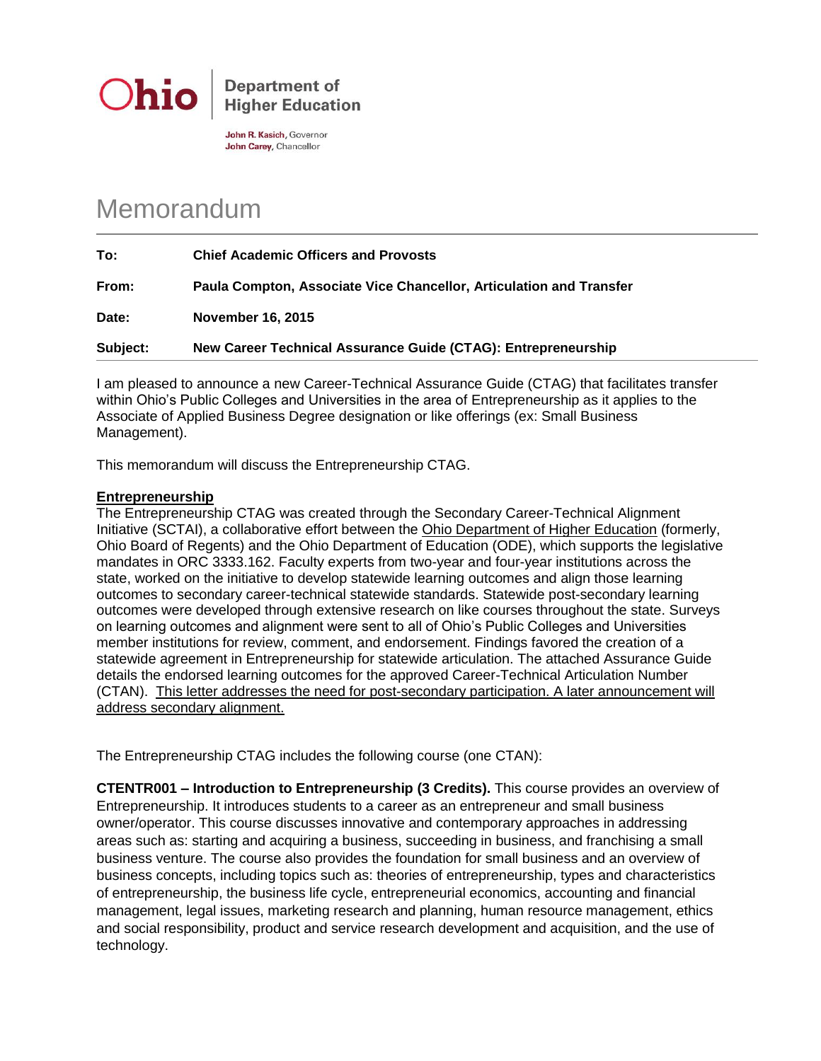**Ohio** | Department of Higher Education

**John R. Kasich**, Governor
**John Carey**, Chancellor

# Memorandum

| | |
|---|---|
| **To:** | **Chief Academic Officers and Provosts** |
| **From:** | **Paula Compton, Associate Vice Chancellor, Articulation and Transfer** |
| **Date:** | **November 16, 2015** |
| **Subject:** | **New Career Technical Assurance Guide (CTAG): Entrepreneurship** |

I am pleased to announce a new Career-Technical Assurance Guide (CTAG) that facilitates transfer within Ohio's Public Colleges and Universities in the area of Entrepreneurship as it applies to the Associate of Applied Business Degree designation or like offerings (ex: Small Business Management).

This memorandum will discuss the Entrepreneurship CTAG.

**Entrepreneurship**

The Entrepreneurship CTAG was created through the Secondary Career-Technical Alignment Initiative (SCTAI), a collaborative effort between the Ohio Department of Higher Education (formerly, Ohio Board of Regents) and the Ohio Department of Education (ODE), which supports the legislative mandates in ORC 3333.162. Faculty experts from two-year and four-year institutions across the state, worked on the initiative to develop statewide learning outcomes and align those learning outcomes to secondary career-technical statewide standards. Statewide post-secondary learning outcomes were developed through extensive research on like courses throughout the state. Surveys on learning outcomes and alignment were sent to all of Ohio's Public Colleges and Universities member institutions for review, comment, and endorsement. Findings favored the creation of a statewide agreement in Entrepreneurship for statewide articulation. The attached Assurance Guide details the endorsed learning outcomes for the approved Career-Technical Articulation Number (CTAN). This letter addresses the need for post-secondary participation. A later announcement will address secondary alignment.

The Entrepreneurship CTAG includes the following course (one CTAN):

**CTENTR001 – Introduction to Entrepreneurship (3 Credits).** This course provides an overview of Entrepreneurship. It introduces students to a career as an entrepreneur and small business owner/operator. This course discusses innovative and contemporary approaches in addressing areas such as: starting and acquiring a business, succeeding in business, and franchising a small business venture. The course also provides the foundation for small business and an overview of business concepts, including topics such as: theories of entrepreneurship, types and characteristics of entrepreneurship, the business life cycle, entrepreneurial economics, accounting and financial management, legal issues, marketing research and planning, human resource management, ethics and social responsibility, product and service research development and acquisition, and the use of technology.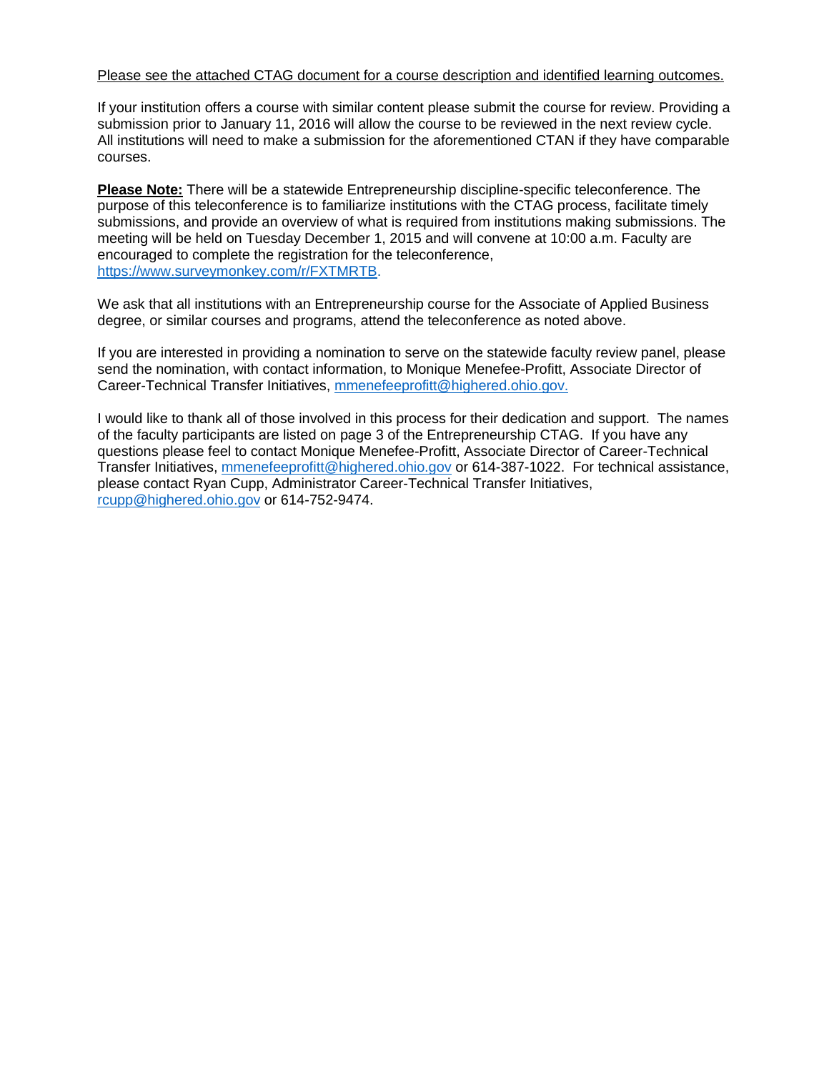Please see the attached CTAG document for a course description and identified learning outcomes.

If your institution offers a course with similar content please submit the course for review. Providing a submission prior to January 11, 2016 will allow the course to be reviewed in the next review cycle. All institutions will need to make a submission for the aforementioned CTAN if they have comparable courses.

**Please Note:** There will be a statewide Entrepreneurship discipline-specific teleconference. The purpose of this teleconference is to familiarize institutions with the CTAG process, facilitate timely submissions, and provide an overview of what is required from institutions making submissions. The meeting will be held on Tuesday December 1, 2015 and will convene at 10:00 a.m. Faculty are encouraged to complete the registration for the teleconference, https://www.surveymonkey.com/r/FXTMRTB.

We ask that all institutions with an Entrepreneurship course for the Associate of Applied Business degree, or similar courses and programs, attend the teleconference as noted above.

If you are interested in providing a nomination to serve on the statewide faculty review panel, please send the nomination, with contact information, to Monique Menefee-Profitt, Associate Director of Career-Technical Transfer Initiatives, mmenefeeprofitt@highered.ohio.gov.

I would like to thank all of those involved in this process for their dedication and support. The names of the faculty participants are listed on page 3 of the Entrepreneurship CTAG. If you have any questions please feel to contact Monique Menefee-Profitt, Associate Director of Career-Technical Transfer Initiatives, mmenefeeprofitt@highered.ohio.gov or 614-387-1022. For technical assistance, please contact Ryan Cupp, Administrator Career-Technical Transfer Initiatives, rcupp@highered.ohio.gov or 614-752-9474.